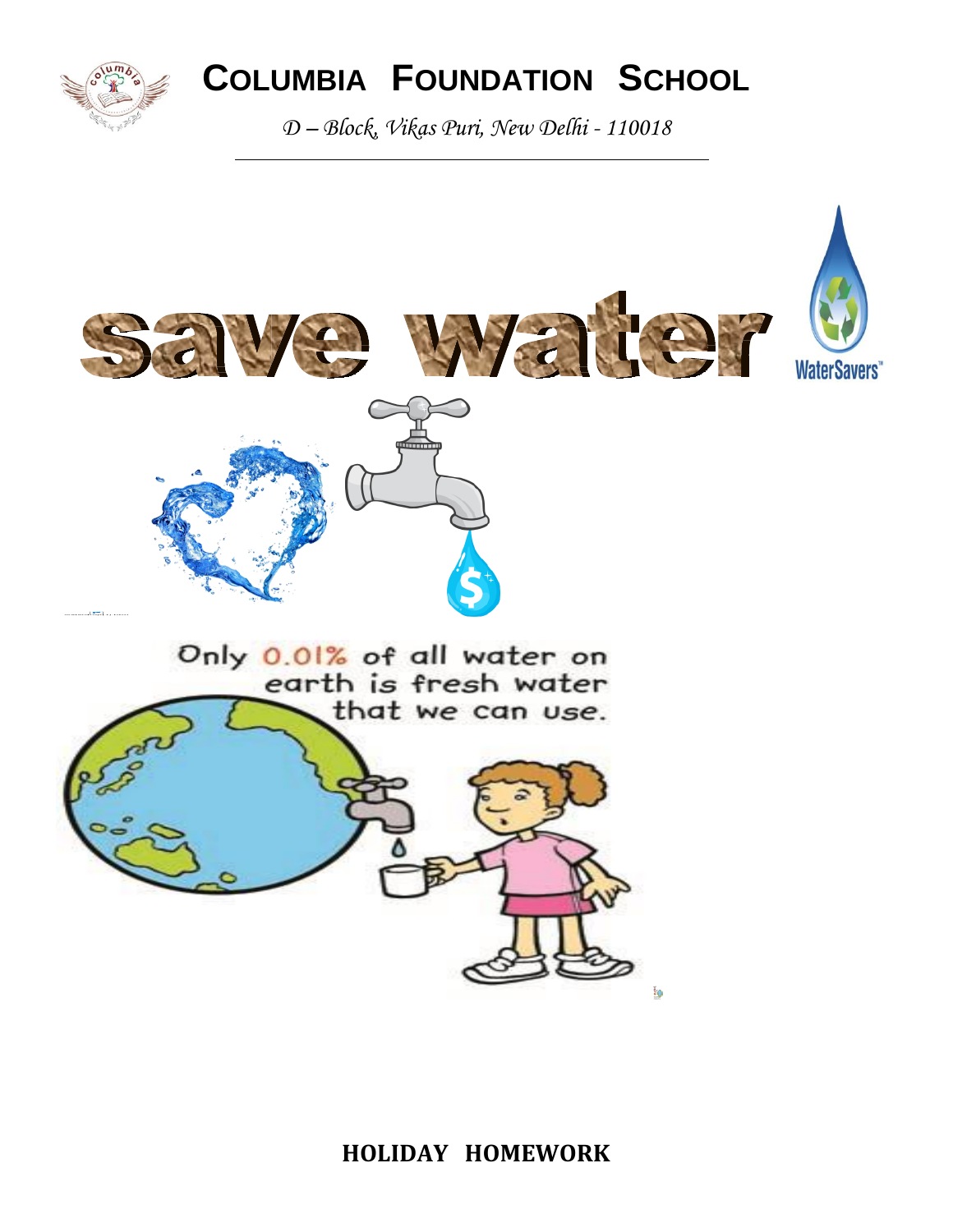# COLUMBIA FOUNDATION SCHOOL

*D – Block, Vikas Puri, New Delhi - 110018*

# save water

WaterSavers™

Only 0.01% of all water on earth is fresh water that we can use.

**HOLIDAY HOMEWORK**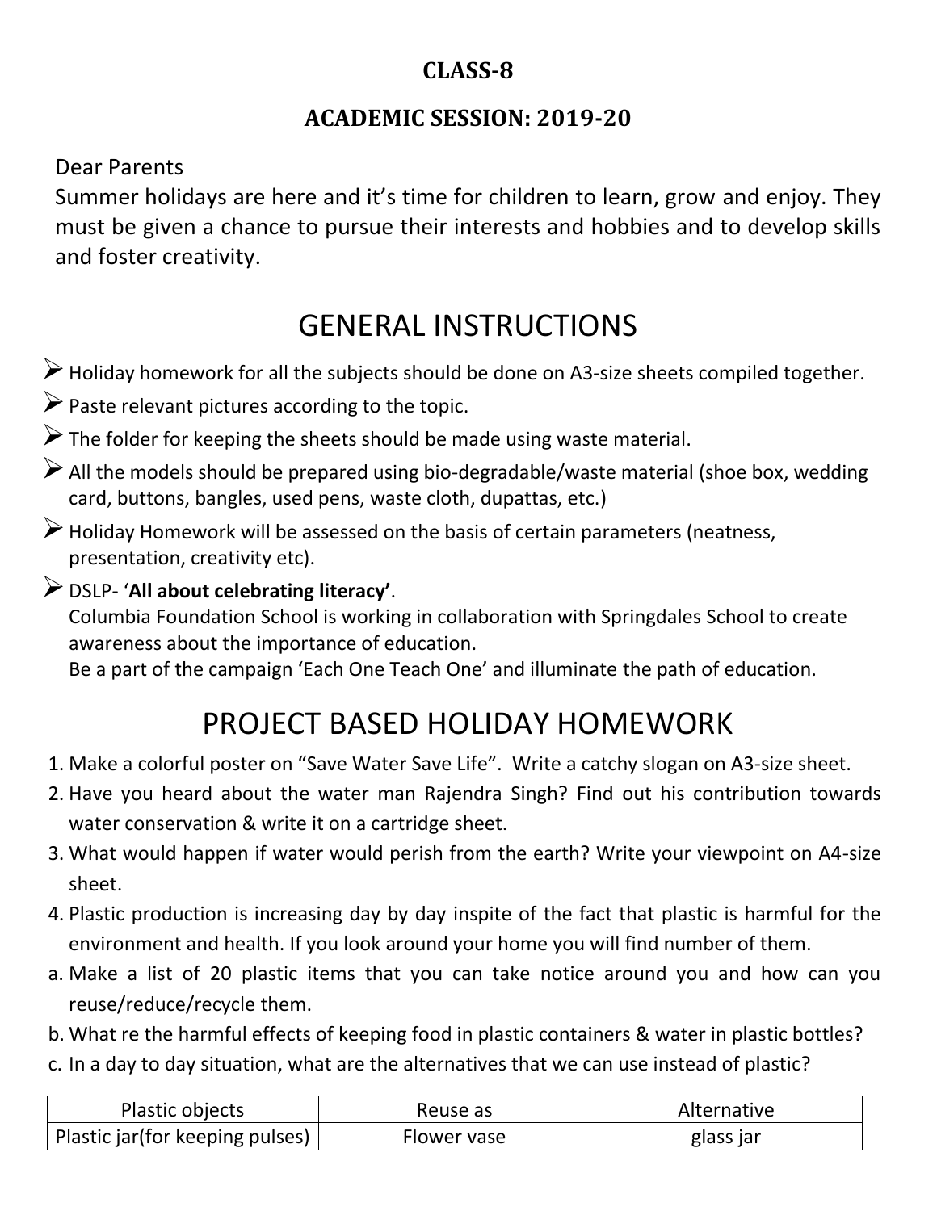**CLASS-8**

**ACADEMIC SESSION: 2019-20**

Dear Parents
Summer holidays are here and it's time for children to learn, grow and enjoy. They must be given a chance to pursue their interests and hobbies and to develop skills and foster creativity.

# GENERAL INSTRUCTIONS

- Holiday homework for all the subjects should be done on A3-size sheets compiled together.
- Paste relevant pictures according to the topic.
- The folder for keeping the sheets should be made using waste material.
- All the models should be prepared using bio-degradable/waste material (shoe box, wedding card, buttons, bangles, used pens, waste cloth, dupattas, etc.)
- Holiday Homework will be assessed on the basis of certain parameters (neatness, presentation, creativity etc).
- DSLP- '**All about celebrating literacy**'.
  Columbia Foundation School is working in collaboration with Springdales School to create awareness about the importance of education.
  Be a part of the campaign 'Each One Teach One' and illuminate the path of education.

# PROJECT BASED HOLIDAY HOMEWORK

1. Make a colorful poster on "Save Water Save Life". Write a catchy slogan on A3-size sheet.
2. Have you heard about the water man Rajendra Singh? Find out his contribution towards water conservation & write it on a cartridge sheet.
3. What would happen if water would perish from the earth? Write your viewpoint on A4-size sheet.
4. Plastic production is increasing day by day inspite of the fact that plastic is harmful for the environment and health. If you look around your home you will find number of them.

a. Make a list of 20 plastic items that you can take notice around you and how can you reuse/reduce/recycle them.
b. What re the harmful effects of keeping food in plastic containers & water in plastic bottles?
c. In a day to day situation, what are the alternatives that we can use instead of plastic?

| Plastic objects | Reuse as | Alternative |
|---|---|---|
| Plastic jar(for keeping pulses) | Flower vase | glass jar |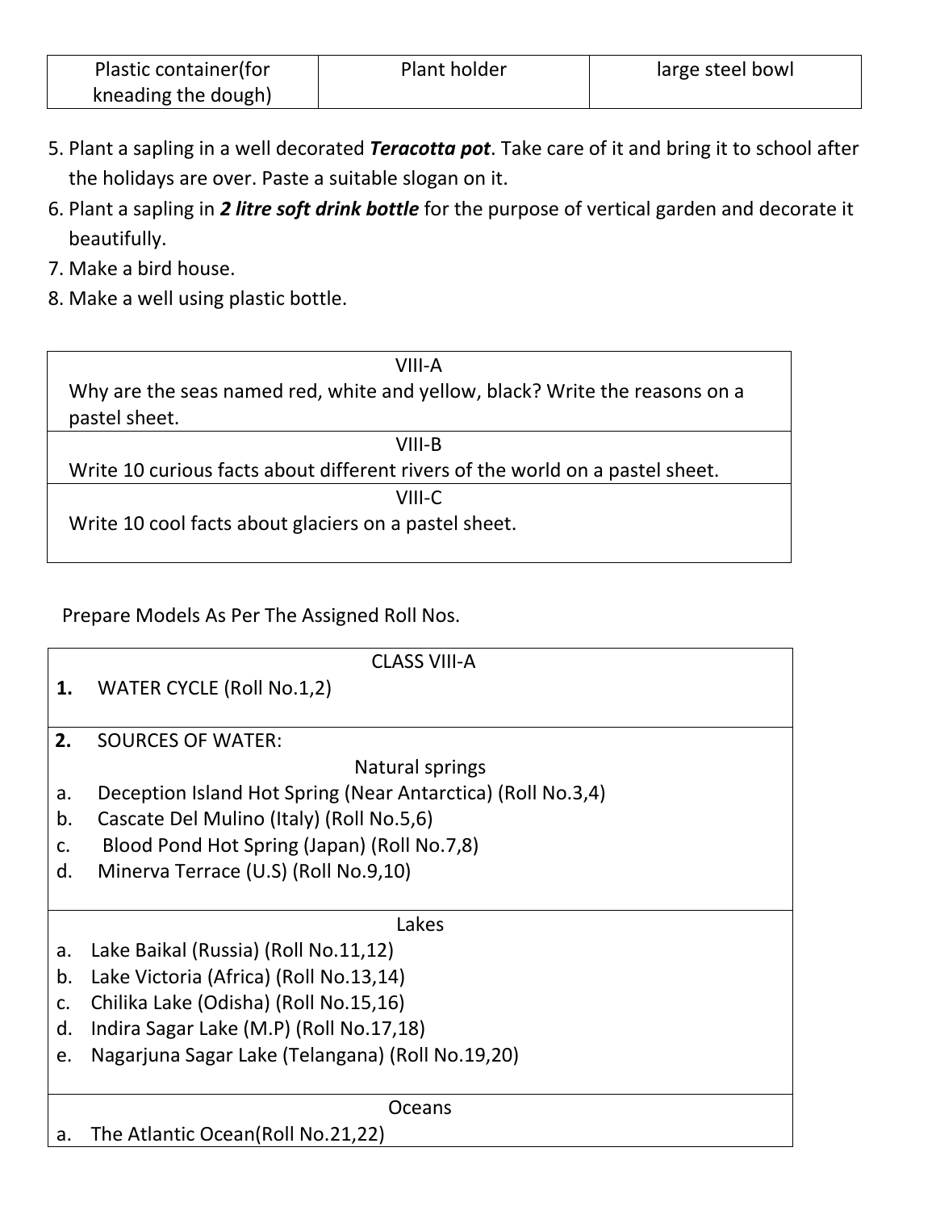| Plastic container(for kneading the dough) | Plant holder | large steel bowl |
|---|---|---|

5. Plant a sapling in a well decorated ***Teracotta pot***. Take care of it and bring it to school after the holidays are over. Paste a suitable slogan on it.
6. Plant a sapling in ***2 litre soft drink bottle*** for the purpose of vertical garden and decorate it beautifully.
7. Make a bird house.
8. Make a well using plastic bottle.

| VIII-A |
|---|
| Why are the seas named red, white and yellow, black? Write the reasons on a pastel sheet. |
| VIII-B |
| Write 10 curious facts about different rivers of the world on a pastel sheet. |
| VIII-C |
| Write 10 cool facts about glaciers on a pastel sheet. |

Prepare Models As Per The Assigned Roll Nos.

| CLASS VIII-A |
|---|
| **1.** WATER CYCLE (Roll No.1,2) |
| **2.** SOURCES OF WATER: |
| Natural springs |
| a. Deception Island Hot Spring (Near Antarctica) (Roll No.3,4) |
| b. Cascate Del Mulino (Italy) (Roll No.5,6) |
| c. Blood Pond Hot Spring (Japan) (Roll No.7,8) |
| d. Minerva Terrace (U.S) (Roll No.9,10) |
| Lakes |
| a. Lake Baikal (Russia) (Roll No.11,12) |
| b. Lake Victoria (Africa) (Roll No.13,14) |
| c. Chilika Lake (Odisha) (Roll No.15,16) |
| d. Indira Sagar Lake (M.P) (Roll No.17,18) |
| e. Nagarjuna Sagar Lake (Telangana) (Roll No.19,20) |
| Oceans |
| a. The Atlantic Ocean(Roll No.21,22) |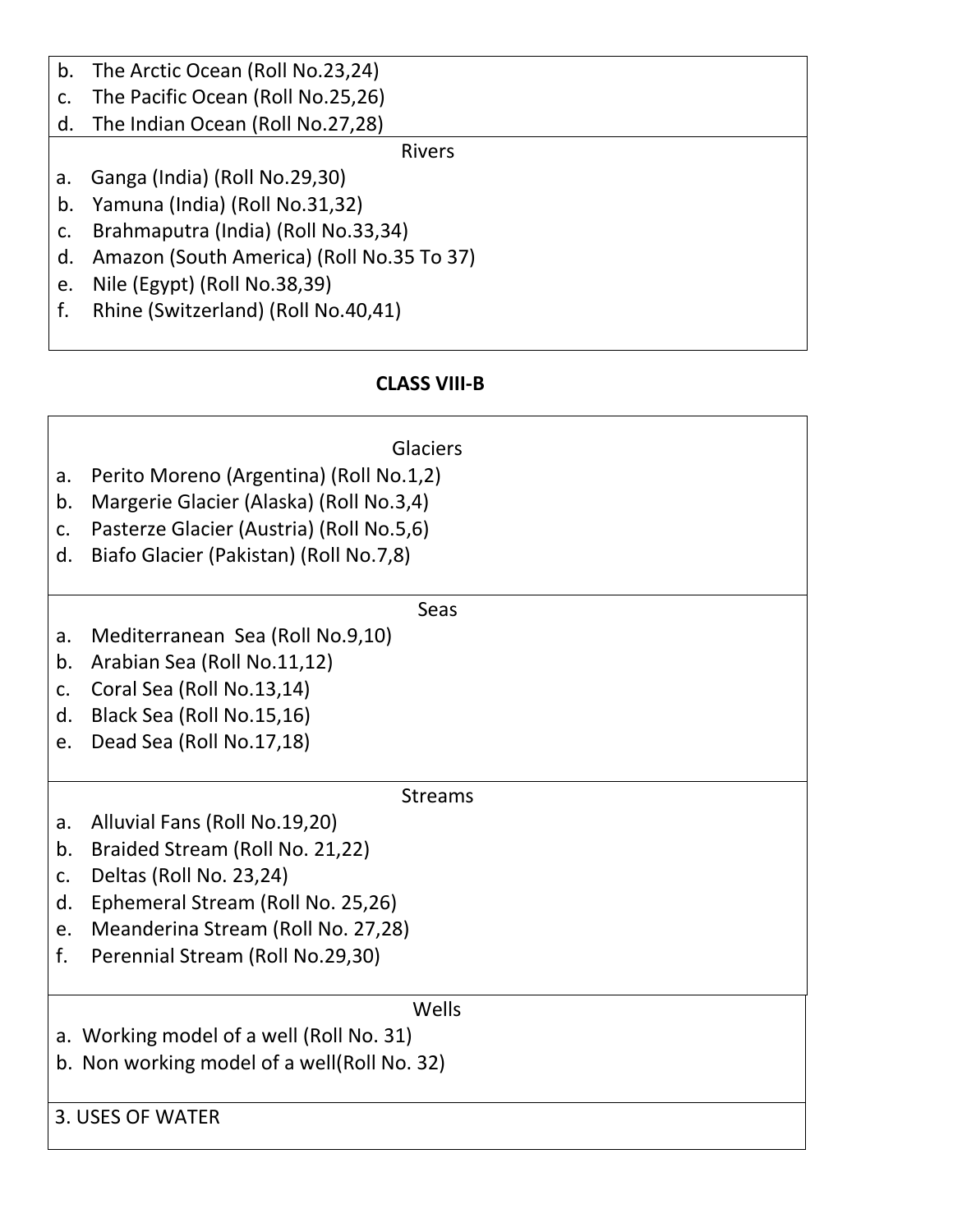b. The Arctic Ocean (Roll No.23,24)
c. The Pacific Ocean (Roll No.25,26)
d. The Indian Ocean (Roll No.27,28)

Rivers

a. Ganga (India) (Roll No.29,30)
b. Yamuna (India) (Roll No.31,32)
c. Brahmaputra (India) (Roll No.33,34)
d. Amazon (South America) (Roll No.35 To 37)
e. Nile (Egypt) (Roll No.38,39)
f. Rhine (Switzerland) (Roll No.40,41)

**CLASS VIII-B**

Glaciers

a. Perito Moreno (Argentina) (Roll No.1,2)
b. Margerie Glacier (Alaska) (Roll No.3,4)
c. Pasterze Glacier (Austria) (Roll No.5,6)
d. Biafo Glacier (Pakistan) (Roll No.7,8)

Seas

a. Mediterranean Sea (Roll No.9,10)
b. Arabian Sea (Roll No.11,12)
c. Coral Sea (Roll No.13,14)
d. Black Sea (Roll No.15,16)
e. Dead Sea (Roll No.17,18)

Streams

a. Alluvial Fans (Roll No.19,20)
b. Braided Stream (Roll No. 21,22)
c. Deltas (Roll No. 23,24)
d. Ephemeral Stream (Roll No. 25,26)
e. Meanderina Stream (Roll No. 27,28)
f. Perennial Stream (Roll No.29,30)

Wells

a. Working model of a well (Roll No. 31)
b. Non working model of a well(Roll No. 32)

3. USES OF WATER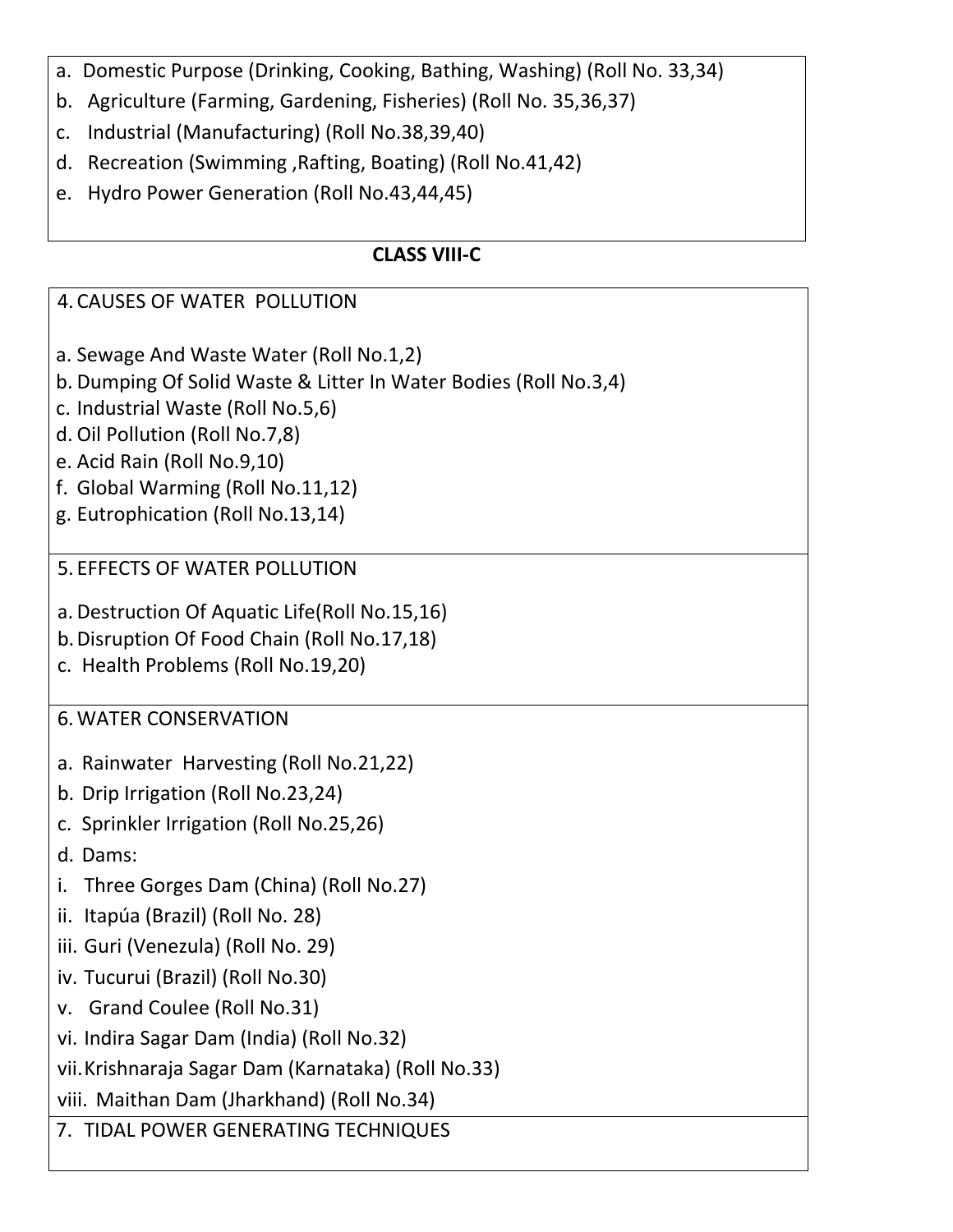a. Domestic Purpose (Drinking, Cooking, Bathing, Washing) (Roll No. 33,34)
b. Agriculture (Farming, Gardening, Fisheries) (Roll No. 35,36,37)
c. Industrial (Manufacturing) (Roll No.38,39,40)
d. Recreation (Swimming ,Rafting, Boating) (Roll No.41,42)
e. Hydro Power Generation (Roll No.43,44,45)

**CLASS VIII-C**

4. CAUSES OF WATER POLLUTION

a. Sewage And Waste Water (Roll No.1,2)
b. Dumping Of Solid Waste & Litter In Water Bodies (Roll No.3,4)
c. Industrial Waste (Roll No.5,6)
d. Oil Pollution (Roll No.7,8)
e. Acid Rain (Roll No.9,10)
f. Global Warming (Roll No.11,12)
g. Eutrophication (Roll No.13,14)

5. EFFECTS OF WATER POLLUTION

a. Destruction Of Aquatic Life(Roll No.15,16)
b. Disruption Of Food Chain (Roll No.17,18)
c. Health Problems (Roll No.19,20)

6. WATER CONSERVATION

a. Rainwater Harvesting (Roll No.21,22)
b. Drip Irrigation (Roll No.23,24)
c. Sprinkler Irrigation (Roll No.25,26)
d. Dams:
i. Three Gorges Dam (China) (Roll No.27)
ii. Itapúa (Brazil) (Roll No. 28)
iii. Guri (Venezula) (Roll No. 29)
iv. Tucurui (Brazil) (Roll No.30)
v. Grand Coulee (Roll No.31)
vi. Indira Sagar Dam (India) (Roll No.32)
vii. Krishnaraja Sagar Dam (Karnataka) (Roll No.33)
viii. Maithan Dam (Jharkhand) (Roll No.34)

7. TIDAL POWER GENERATING TECHNIQUES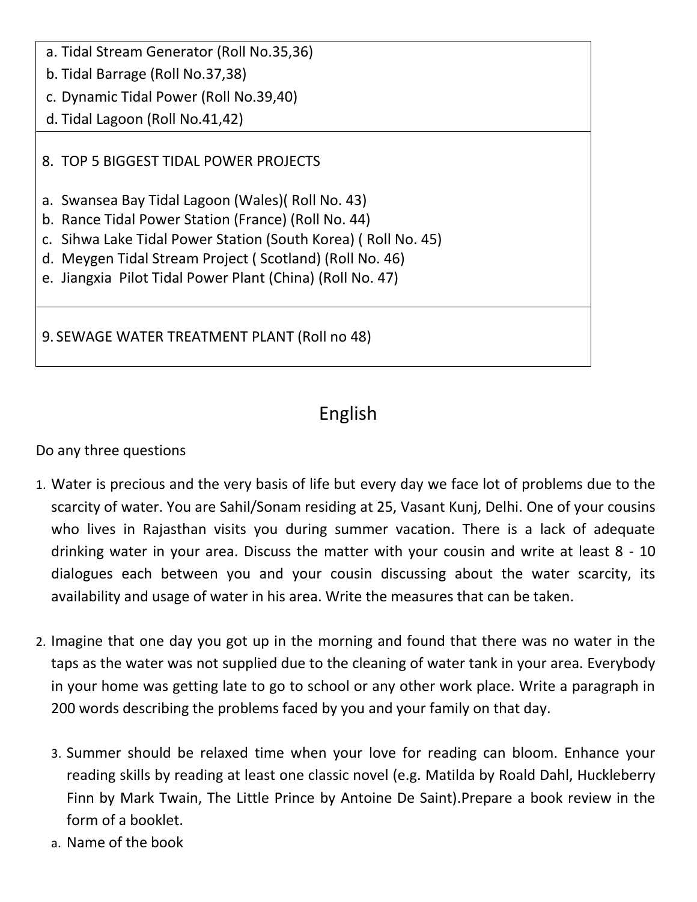| |
|---|
| a. Tidal Stream Generator (Roll No.35,36)<br>b. Tidal Barrage (Roll No.37,38)<br>c. Dynamic Tidal Power (Roll No.39,40)<br>d. Tidal Lagoon (Roll No.41,42) |
| 8. TOP 5 BIGGEST TIDAL POWER PROJECTS<br><br>a. Swansea Bay Tidal Lagoon (Wales)( Roll No. 43)<br>b. Rance Tidal Power Station (France) (Roll No. 44)<br>c. Sihwa Lake Tidal Power Station (South Korea) ( Roll No. 45)<br>d. Meygen Tidal Stream Project ( Scotland) (Roll No. 46)<br>e. Jiangxia Pilot Tidal Power Plant (China) (Roll No. 47) |
| 9. SEWAGE WATER TREATMENT PLANT (Roll no 48) |

## English

Do any three questions

1. Water is precious and the very basis of life but every day we face lot of problems due to the scarcity of water. You are Sahil/Sonam residing at 25, Vasant Kunj, Delhi. One of your cousins who lives in Rajasthan visits you during summer vacation. There is a lack of adequate drinking water in your area. Discuss the matter with your cousin and write at least 8 - 10 dialogues each between you and your cousin discussing about the water scarcity, its availability and usage of water in his area. Write the measures that can be taken.

2. Imagine that one day you got up in the morning and found that there was no water in the taps as the water was not supplied due to the cleaning of water tank in your area. Everybody in your home was getting late to go to school or any other work place. Write a paragraph in 200 words describing the problems faced by you and your family on that day.

3. Summer should be relaxed time when your love for reading can bloom. Enhance your reading skills by reading at least one classic novel (e.g. Matilda by Roald Dahl, Huckleberry Finn by Mark Twain, The Little Prince by Antoine De Saint).Prepare a book review in the form of a booklet.

   a. Name of the book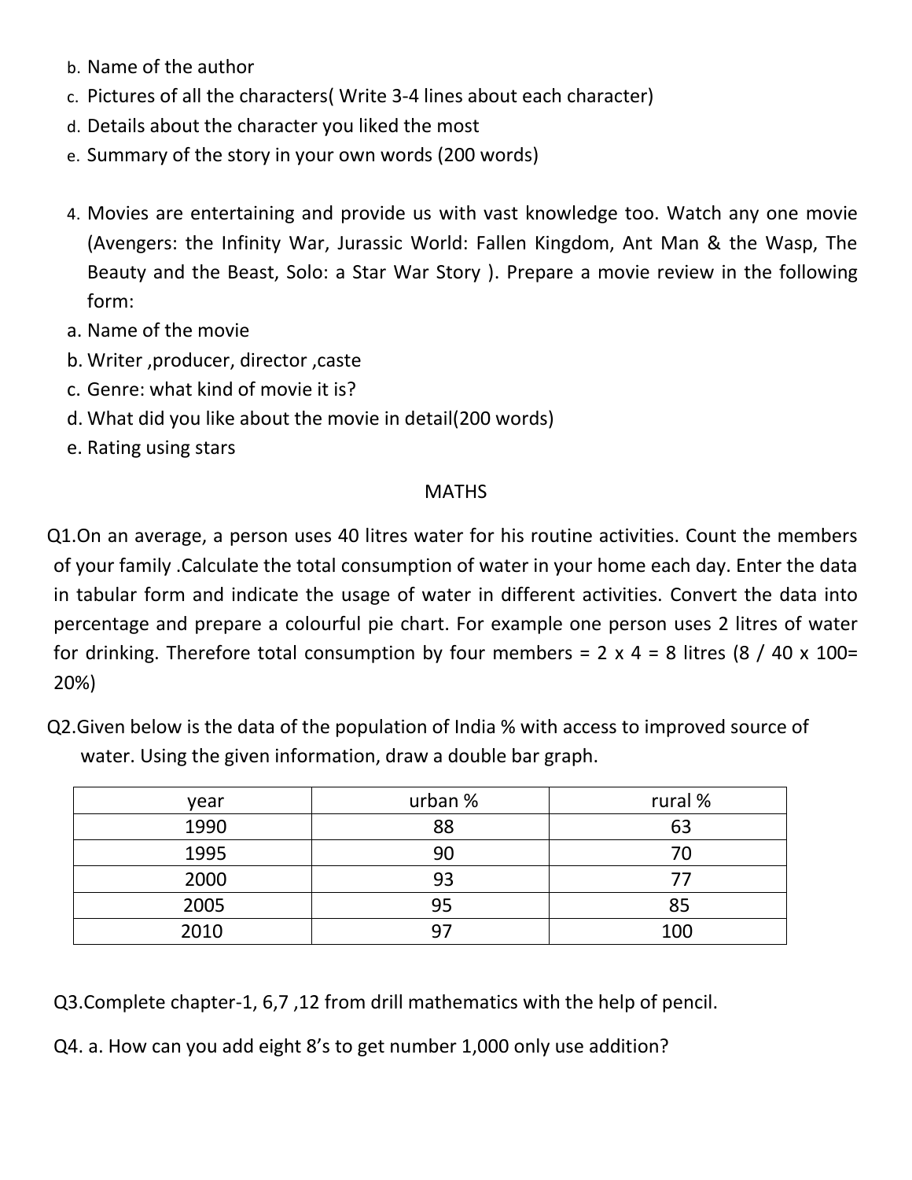b. Name of the author
c. Pictures of all the characters( Write 3-4 lines about each character)
d. Details about the character you liked the most
e. Summary of the story in your own words (200 words)

4. Movies are entertaining and provide us with vast knowledge too. Watch any one movie (Avengers: the Infinity War, Jurassic World: Fallen Kingdom, Ant Man & the Wasp, The Beauty and the Beast, Solo: a Star War Story ). Prepare a movie review in the following form:

a. Name of the movie
b. Writer ,producer, director ,caste
c. Genre: what kind of movie it is?
d. What did you like about the movie in detail(200 words)
e. Rating using stars

## MATHS

Q1.On an average, a person uses 40 litres water for his routine activities. Count the members of your family .Calculate the total consumption of water in your home each day. Enter the data in tabular form and indicate the usage of water in different activities. Convert the data into percentage and prepare a colourful pie chart. For example one person uses 2 litres of water for drinking. Therefore total consumption by four members = 2 x 4 = 8 litres (8 / 40 x 100= 20%)

Q2.Given below is the data of the population of India % with access to improved source of water. Using the given information, draw a double bar graph.

| year | urban % | rural % |
|---|---|---|
| 1990 | 88 | 63 |
| 1995 | 90 | 70 |
| 2000 | 93 | 77 |
| 2005 | 95 | 85 |
| 2010 | 97 | 100 |

Q3.Complete chapter-1, 6,7 ,12 from drill mathematics with the help of pencil.

Q4. a. How can you add eight 8's to get number 1,000 only use addition?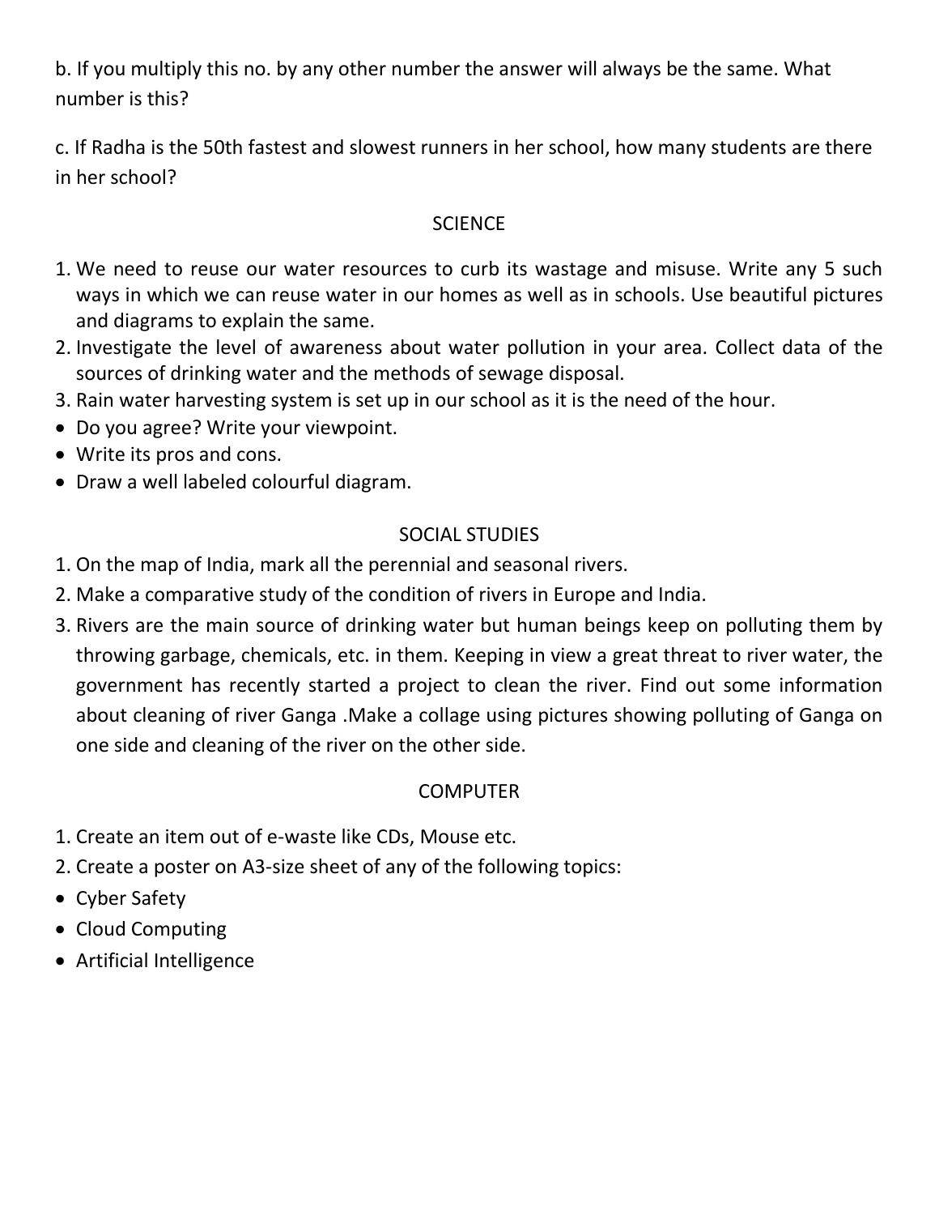b. If you multiply this no. by any other number the answer will always be the same. What number is this?

c. If Radha is the 50th fastest and slowest runners in her school, how many students are there in her school?

## SCIENCE

1. We need to reuse our water resources to curb its wastage and misuse. Write any 5 such ways in which we can reuse water in our homes as well as in schools. Use beautiful pictures and diagrams to explain the same.
2. Investigate the level of awareness about water pollution in your area. Collect data of the sources of drinking water and the methods of sewage disposal.
3. Rain water harvesting system is set up in our school as it is the need of the hour.

- Do you agree? Write your viewpoint.
- Write its pros and cons.
- Draw a well labeled colourful diagram.

## SOCIAL STUDIES

1. On the map of India, mark all the perennial and seasonal rivers.
2. Make a comparative study of the condition of rivers in Europe and India.
3. Rivers are the main source of drinking water but human beings keep on polluting them by throwing garbage, chemicals, etc. in them. Keeping in view a great threat to river water, the government has recently started a project to clean the river. Find out some information about cleaning of river Ganga .Make a collage using pictures showing polluting of Ganga on one side and cleaning of the river on the other side.

## COMPUTER

1. Create an item out of e-waste like CDs, Mouse etc.
2. Create a poster on A3-size sheet of any of the following topics:

- Cyber Safety
- Cloud Computing
- Artificial Intelligence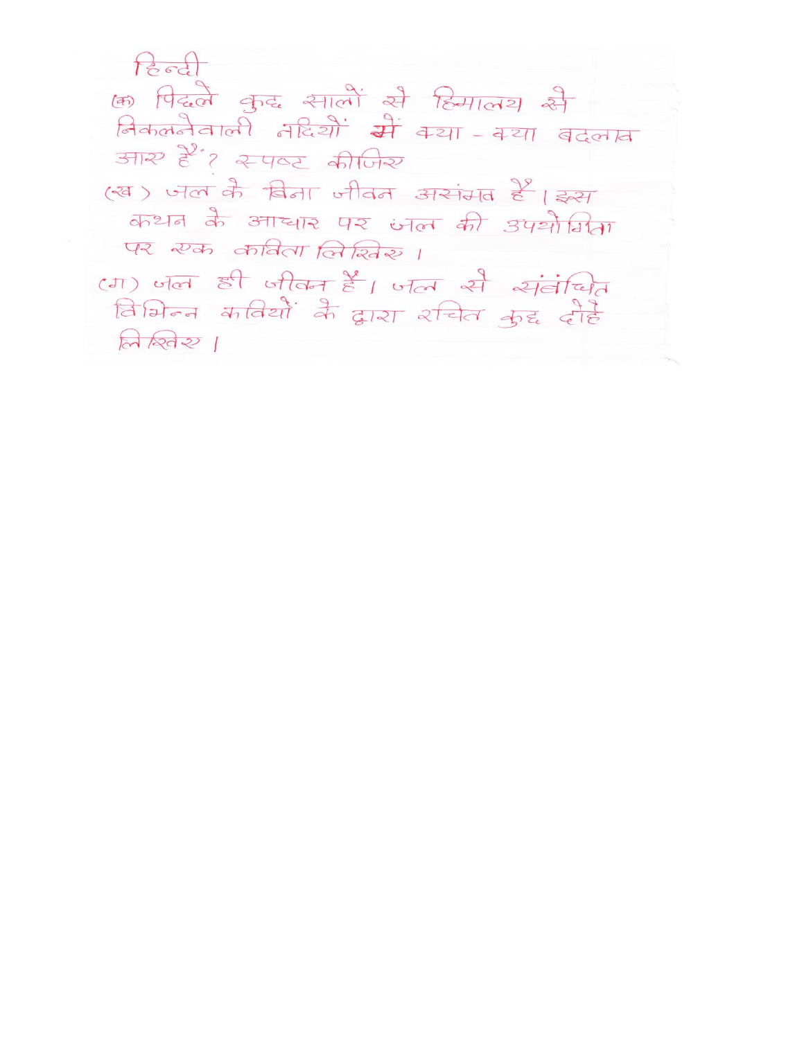## हिन्दी

(क) पिछले कुछ सालों से हिमालय से निकलनेवाली नदियों में क्या - क्या बदलाव आए हैं? स्पष्ट कीजिए

(ख) जल के बिना जीवन असंभव है। इस कथन के आधार पर जल की उपयोगिता पर एक कविता लिखिए।

(ग) जल ही जीवन है। जल से संबंधित विभिन्न कवियों के द्वारा रचित कुछ दोहे लिखिए।